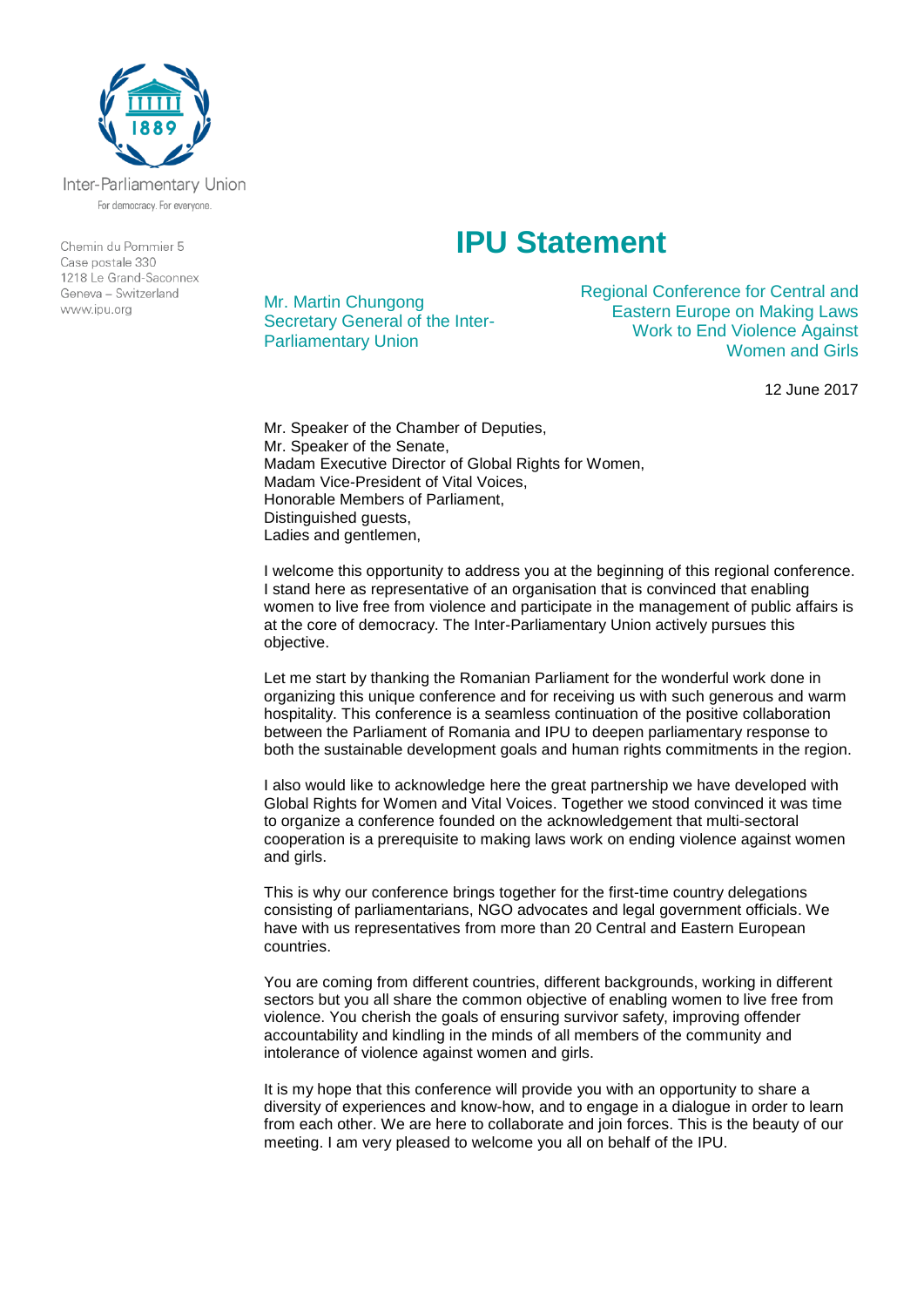Inter-Parliamentary Union

For democracy. For everyone.

Chemin du Pommier 5
Case postale 330
1218 Le Grand-Saconnex
Geneva – Switzerland
www.ipu.org

# IPU Statement

Mr. Martin Chungong
Secretary General of the Inter-Parliamentary Union

Regional Conference for Central and Eastern Europe on Making Laws Work to End Violence Against Women and Girls

12 June 2017

Mr. Speaker of the Chamber of Deputies,
Mr. Speaker of the Senate,
Madam Executive Director of Global Rights for Women,
Madam Vice-President of Vital Voices,
Honorable Members of Parliament,
Distinguished guests,
Ladies and gentlemen,

I welcome this opportunity to address you at the beginning of this regional conference. I stand here as representative of an organisation that is convinced that enabling women to live free from violence and participate in the management of public affairs is at the core of democracy. The Inter-Parliamentary Union actively pursues this objective.

Let me start by thanking the Romanian Parliament for the wonderful work done in organizing this unique conference and for receiving us with such generous and warm hospitality. This conference is a seamless continuation of the positive collaboration between the Parliament of Romania and IPU to deepen parliamentary response to both the sustainable development goals and human rights commitments in the region.

I also would like to acknowledge here the great partnership we have developed with Global Rights for Women and Vital Voices. Together we stood convinced it was time to organize a conference founded on the acknowledgement that multi-sectoral cooperation is a prerequisite to making laws work on ending violence against women and girls.

This is why our conference brings together for the first-time country delegations consisting of parliamentarians, NGO advocates and legal government officials. We have with us representatives from more than 20 Central and Eastern European countries.

You are coming from different countries, different backgrounds, working in different sectors but you all share the common objective of enabling women to live free from violence. You cherish the goals of ensuring survivor safety, improving offender accountability and kindling in the minds of all members of the community and intolerance of violence against women and girls.

It is my hope that this conference will provide you with an opportunity to share a diversity of experiences and know-how, and to engage in a dialogue in order to learn from each other. We are here to collaborate and join forces. This is the beauty of our meeting. I am very pleased to welcome you all on behalf of the IPU.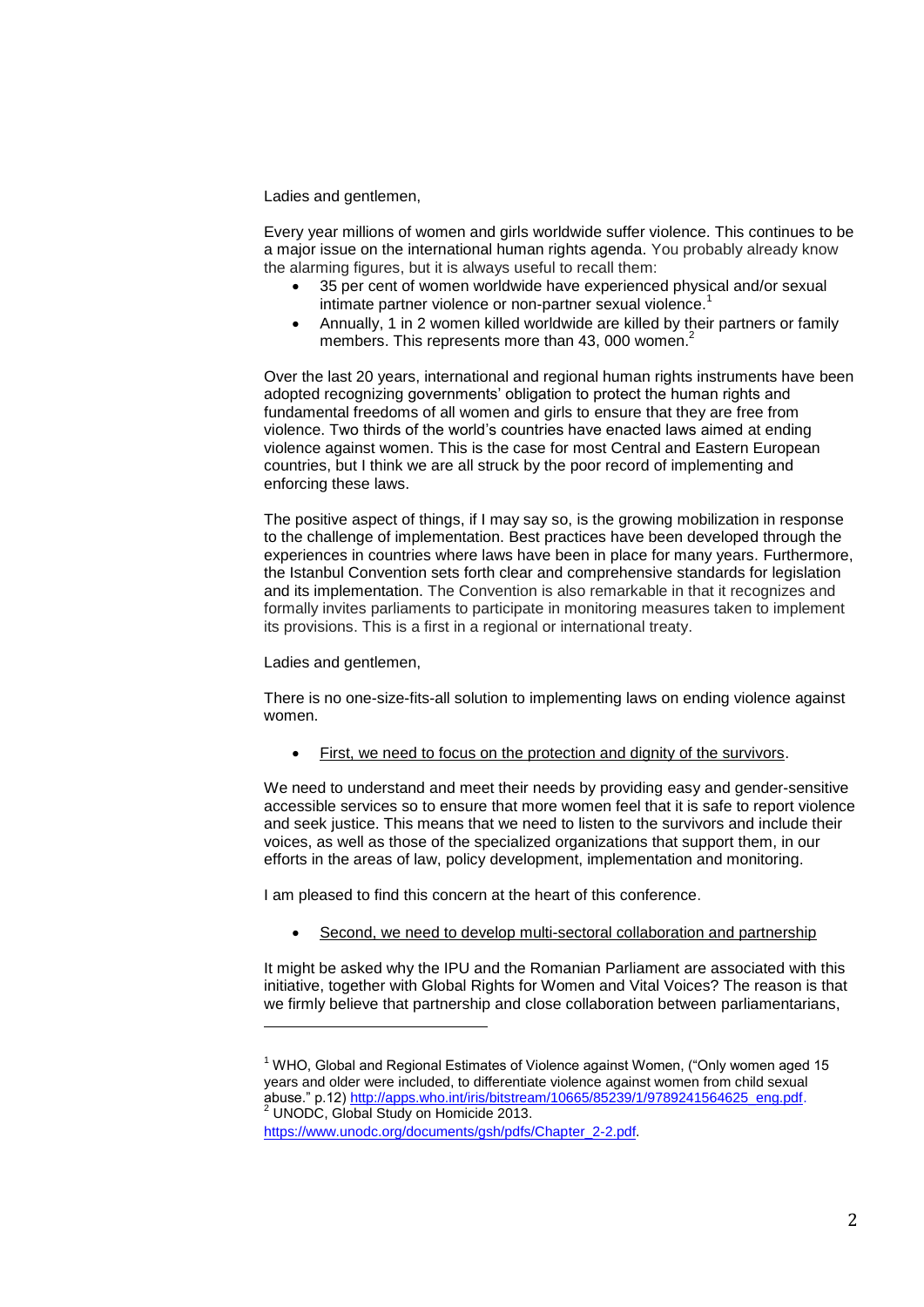Ladies and gentlemen,

Every year millions of women and girls worldwide suffer violence. This continues to be a major issue on the international human rights agenda. You probably already know the alarming figures, but it is always useful to recall them:

- 35 per cent of women worldwide have experienced physical and/or sexual intimate partner violence or non-partner sexual violence.[1]
- Annually, 1 in 2 women killed worldwide are killed by their partners or family members. This represents more than 43, 000 women.[2]

Over the last 20 years, international and regional human rights instruments have been adopted recognizing governments' obligation to protect the human rights and fundamental freedoms of all women and girls to ensure that they are free from violence. Two thirds of the world's countries have enacted laws aimed at ending violence against women. This is the case for most Central and Eastern European countries, but I think we are all struck by the poor record of implementing and enforcing these laws.

The positive aspect of things, if I may say so, is the growing mobilization in response to the challenge of implementation. Best practices have been developed through the experiences in countries where laws have been in place for many years. Furthermore, the Istanbul Convention sets forth clear and comprehensive standards for legislation and its implementation. The Convention is also remarkable in that it recognizes and formally invites parliaments to participate in monitoring measures taken to implement its provisions. This is a first in a regional or international treaty.

Ladies and gentlemen,

There is no one-size-fits-all solution to implementing laws on ending violence against women.

- <u>First, we need to focus on the protection and dignity of the survivors</u>.

We need to understand and meet their needs by providing easy and gender-sensitive accessible services so to ensure that more women feel that it is safe to report violence and seek justice. This means that we need to listen to the survivors and include their voices, as well as those of the specialized organizations that support them, in our efforts in the areas of law, policy development, implementation and monitoring.

I am pleased to find this concern at the heart of this conference.

- <u>Second, we need to develop multi-sectoral collaboration and partnership</u>

It might be asked why the IPU and the Romanian Parliament are associated with this initiative, together with Global Rights for Women and Vital Voices? The reason is that we firmly believe that partnership and close collaboration between parliamentarians,

---

[1] WHO, Global and Regional Estimates of Violence against Women, ("Only women aged 15 years and older were included, to differentiate violence against women from child sexual abuse." p.12) http://apps.who.int/iris/bitstream/10665/85239/1/9789241564625_eng.pdf.

[2] UNODC, Global Study on Homicide 2013. https://www.unodc.org/documents/gsh/pdfs/Chapter_2-2.pdf.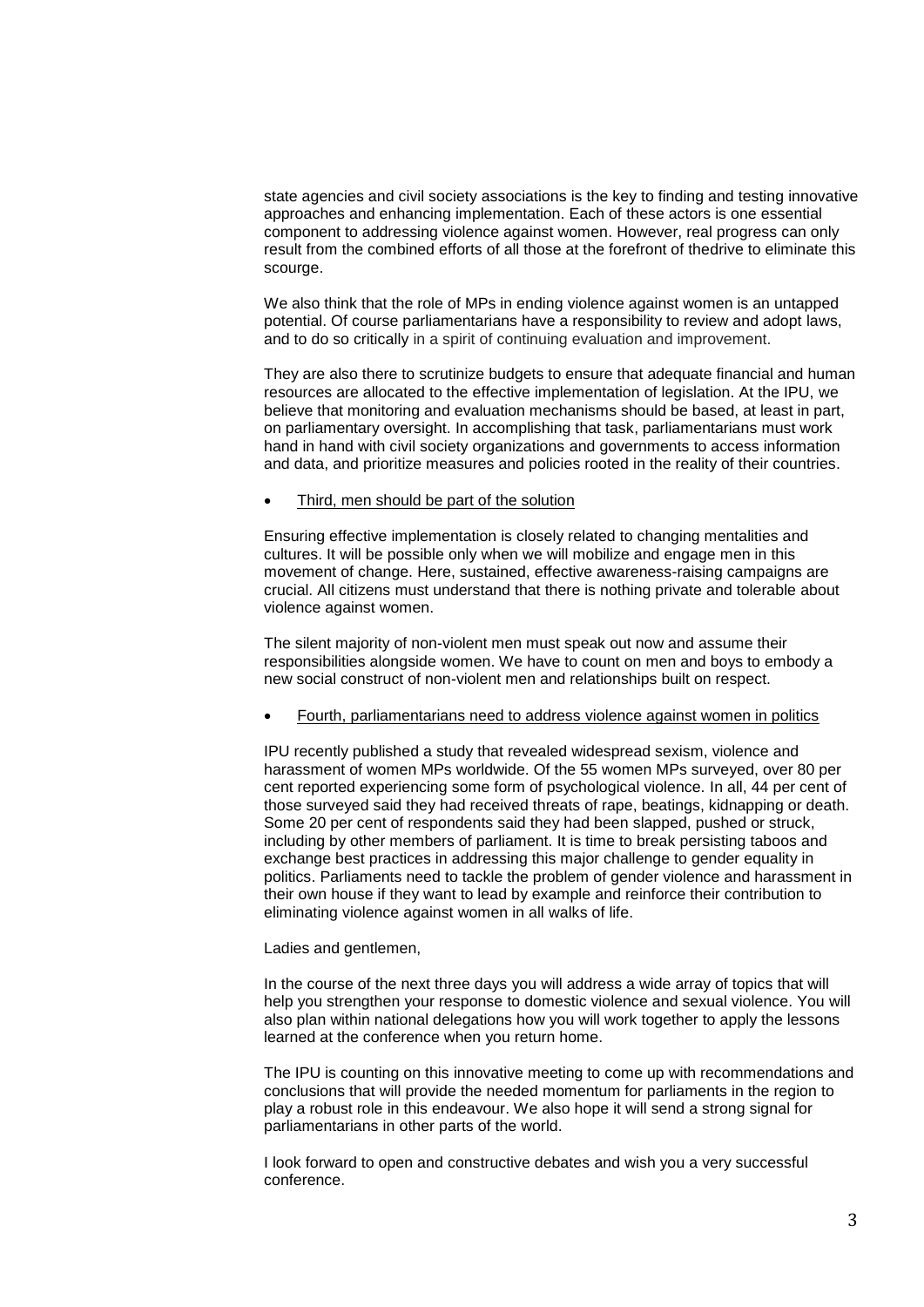state agencies and civil society associations is the key to finding and testing innovative approaches and enhancing implementation. Each of these actors is one essential component to addressing violence against women. However, real progress can only result from the combined efforts of all those at the forefront of thedrive to eliminate this scourge.

We also think that the role of MPs in ending violence against women is an untapped potential. Of course parliamentarians have a responsibility to review and adopt laws, and to do so critically in a spirit of continuing evaluation and improvement.

They are also there to scrutinize budgets to ensure that adequate financial and human resources are allocated to the effective implementation of legislation. At the IPU, we believe that monitoring and evaluation mechanisms should be based, at least in part, on parliamentary oversight. In accomplishing that task, parliamentarians must work hand in hand with civil society organizations and governments to access information and data, and prioritize measures and policies rooted in the reality of their countries.

- Third, men should be part of the solution

Ensuring effective implementation is closely related to changing mentalities and cultures. It will be possible only when we will mobilize and engage men in this movement of change. Here, sustained, effective awareness-raising campaigns are crucial. All citizens must understand that there is nothing private and tolerable about violence against women.

The silent majority of non-violent men must speak out now and assume their responsibilities alongside women. We have to count on men and boys to embody a new social construct of non-violent men and relationships built on respect.

- Fourth, parliamentarians need to address violence against women in politics

IPU recently published a study that revealed widespread sexism, violence and harassment of women MPs worldwide. Of the 55 women MPs surveyed, over 80 per cent reported experiencing some form of psychological violence. In all, 44 per cent of those surveyed said they had received threats of rape, beatings, kidnapping or death. Some 20 per cent of respondents said they had been slapped, pushed or struck, including by other members of parliament. It is time to break persisting taboos and exchange best practices in addressing this major challenge to gender equality in politics. Parliaments need to tackle the problem of gender violence and harassment in their own house if they want to lead by example and reinforce their contribution to eliminating violence against women in all walks of life.

Ladies and gentlemen,

In the course of the next three days you will address a wide array of topics that will help you strengthen your response to domestic violence and sexual violence. You will also plan within national delegations how you will work together to apply the lessons learned at the conference when you return home.

The IPU is counting on this innovative meeting to come up with recommendations and conclusions that will provide the needed momentum for parliaments in the region to play a robust role in this endeavour. We also hope it will send a strong signal for parliamentarians in other parts of the world.

I look forward to open and constructive debates and wish you a very successful conference.